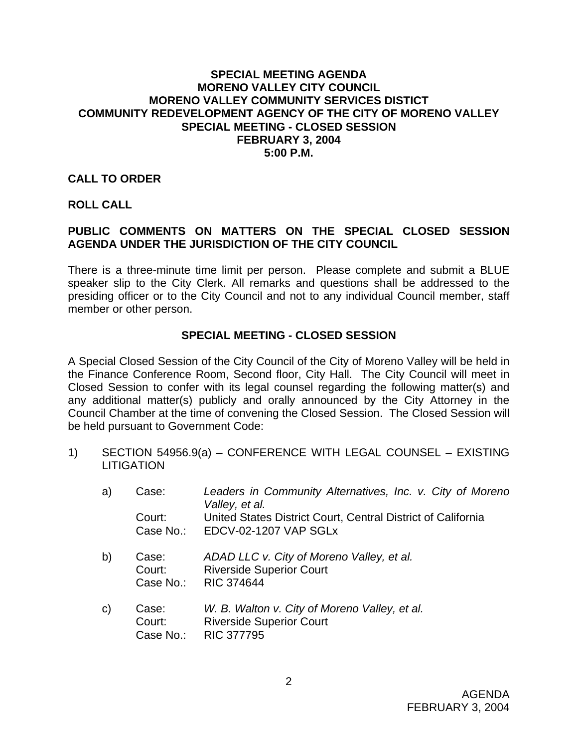# SPECIAL MEETING AGENDA
# MORENO VALLEY CITY COUNCIL
# MORENO VALLEY COMMUNITY SERVICES DISTICT
# COMMUNITY REDEVELOPMENT AGENCY OF THE CITY OF MORENO VALLEY
# SPECIAL MEETING - CLOSED SESSION
# FEBRUARY 3, 2004
# 5:00 P.M.

**CALL TO ORDER**

**ROLL CALL**

**PUBLIC COMMENTS ON MATTERS ON THE SPECIAL CLOSED SESSION AGENDA UNDER THE JURISDICTION OF THE CITY COUNCIL**

There is a three-minute time limit per person. Please complete and submit a BLUE speaker slip to the City Clerk. All remarks and questions shall be addressed to the presiding officer or to the City Council and not to any individual Council member, staff member or other person.

## SPECIAL MEETING - CLOSED SESSION

A Special Closed Session of the City Council of the City of Moreno Valley will be held in the Finance Conference Room, Second floor, City Hall. The City Council will meet in Closed Session to confer with its legal counsel regarding the following matter(s) and any additional matter(s) publicly and orally announced by the City Attorney in the Council Chamber at the time of convening the Closed Session. The Closed Session will be held pursuant to Government Code:

1) SECTION 54956.9(a) – CONFERENCE WITH LEGAL COUNSEL – EXISTING LITIGATION

   a) Case: *Leaders in Community Alternatives, Inc. v. City of Moreno Valley, et al.*
      Court: United States District Court, Central District of California
      Case No.: EDCV-02-1207 VAP SGLx

   b) Case: *ADAD LLC v. City of Moreno Valley, et al.*
      Court: Riverside Superior Court
      Case No.: RIC 374644

   c) Case: *W. B. Walton v. City of Moreno Valley, et al.*
      Court: Riverside Superior Court
      Case No.: RIC 377795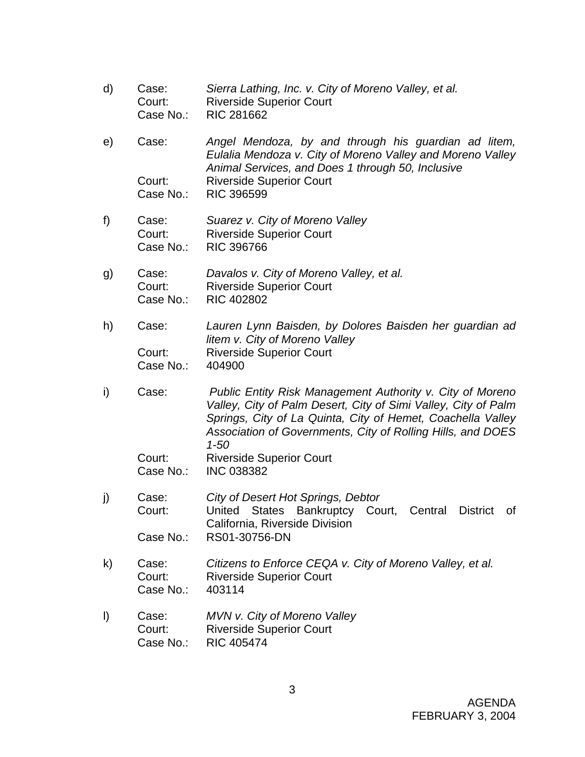d) Case: *Sierra Lathing, Inc. v. City of Moreno Valley, et al.*
Court: Riverside Superior Court
Case No.: RIC 281662

e) Case: *Angel Mendoza, by and through his guardian ad litem, Eulalia Mendoza v. City of Moreno Valley and Moreno Valley Animal Services, and Does 1 through 50, Inclusive*
Court: Riverside Superior Court
Case No.: RIC 396599

f) Case: *Suarez v. City of Moreno Valley*
Court: Riverside Superior Court
Case No.: RIC 396766

g) Case: *Davalos v. City of Moreno Valley, et al.*
Court: Riverside Superior Court
Case No.: RIC 402802

h) Case: *Lauren Lynn Baisden, by Dolores Baisden her guardian ad litem v. City of Moreno Valley*
Court: Riverside Superior Court
Case No.: 404900

i) Case: *Public Entity Risk Management Authority v. City of Moreno Valley, City of Palm Desert, City of Simi Valley, City of Palm Springs, City of La Quinta, City of Hemet, Coachella Valley Association of Governments, City of Rolling Hills, and DOES 1-50*
Court: Riverside Superior Court
Case No.: INC 038382

j) Case: *City of Desert Hot Springs, Debtor*
Court: United States Bankruptcy Court, Central District of California, Riverside Division
Case No.: RS01-30756-DN

k) Case: *Citizens to Enforce CEQA v. City of Moreno Valley, et al.*
Court: Riverside Superior Court
Case No.: 403114

l) Case: *MVN v. City of Moreno Valley*
Court: Riverside Superior Court
Case No.: RIC 405474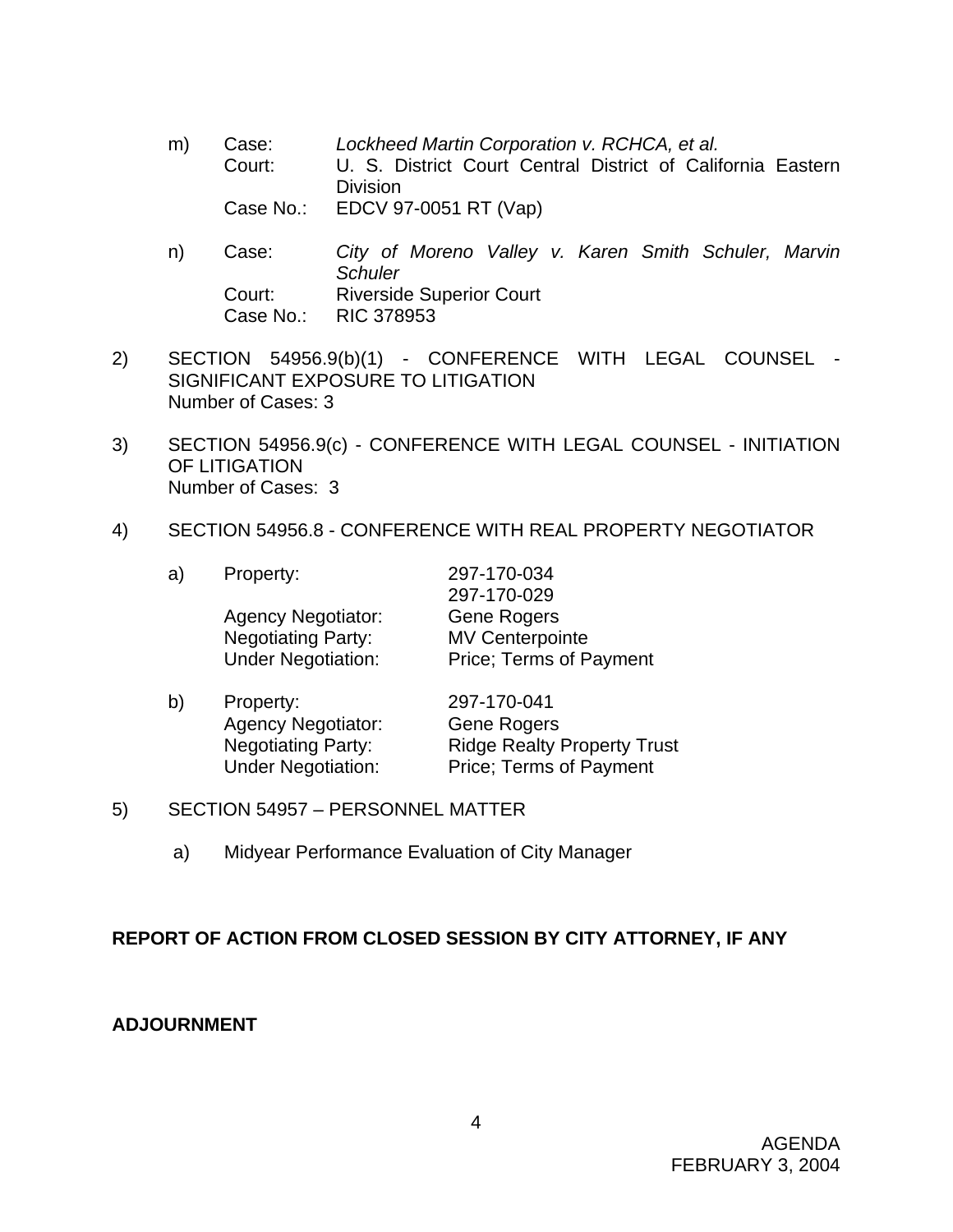m) Case: *Lockheed Martin Corporation v. RCHCA, et al.*
Court: U. S. District Court Central District of California Eastern Division
Case No.: EDCV 97-0051 RT (Vap)

n) Case: *City of Moreno Valley v. Karen Smith Schuler, Marvin Schuler*
Court: Riverside Superior Court
Case No.: RIC 378953

2) SECTION 54956.9(b)(1) - CONFERENCE WITH LEGAL COUNSEL - SIGNIFICANT EXPOSURE TO LITIGATION
Number of Cases: 3

3) SECTION 54956.9(c) - CONFERENCE WITH LEGAL COUNSEL - INITIATION OF LITIGATION
Number of Cases: 3

4) SECTION 54956.8 - CONFERENCE WITH REAL PROPERTY NEGOTIATOR

a) Property: 297-170-034
297-170-029
Agency Negotiator: Gene Rogers
Negotiating Party: MV Centerpointe
Under Negotiation: Price; Terms of Payment

b) Property: 297-170-041
Agency Negotiator: Gene Rogers
Negotiating Party: Ridge Realty Property Trust
Under Negotiation: Price; Terms of Payment

5) SECTION 54957 – PERSONNEL MATTER

a) Midyear Performance Evaluation of City Manager

**REPORT OF ACTION FROM CLOSED SESSION BY CITY ATTORNEY, IF ANY**

**ADJOURNMENT**